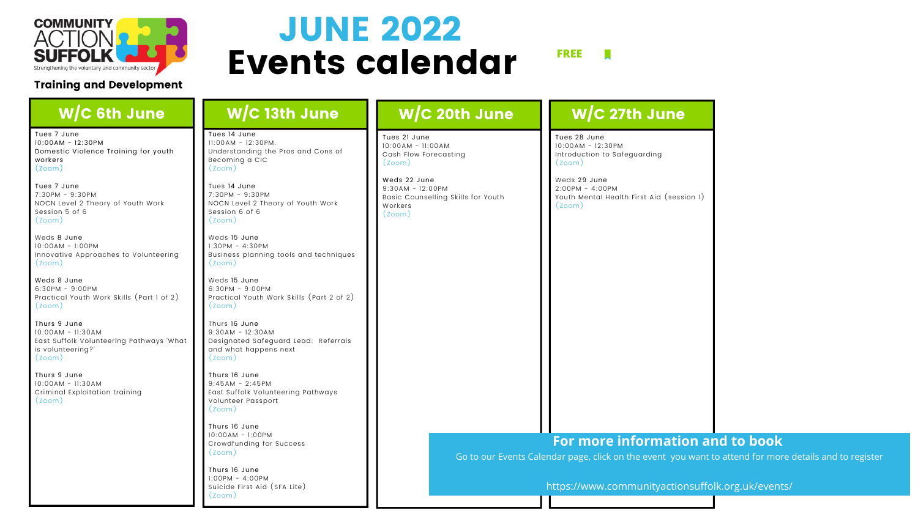COMMUNITY ACTION SUFFOLK
Strengthening the voluntary and community sector

Training and Development

# JUNE 2022
# Events calendar

FREE

## W/C 6th June

Tues 7 June
10:00AM - 12:30PM
Domestic Violence Training for youth workers
(Zoom)

Tues 7 June
7:30PM - 9:30PM
NOCN Level 2 Theory of Youth Work Session 5 of 6
(Zoom)

Weds 8 June
10:00AM - 1:00PM
Innovative Approaches to Volunteering
(Zoom)

Weds 8 June
6:30PM - 9:00PM
Practical Youth Work Skills (Part 1 of 2)
(Zoom)

Thurs 9 June
10:00AM - 11:30AM
East Suffolk Volunteering Pathways 'What is volunteering?'
(Zoom)

Thurs 9 June
10:00AM - 11:30AM
Criminal Exploitation training
(Zoom)

## W/C 13th June

Tues 14 June
11:00AM - 12:30PM.
Understanding the Pros and Cons of Becoming a CIC
(Zoom)

Tues 14 June
7:30PM - 9:30PM
NOCN Level 2 Theory of Youth Work Session 6 of 6
(Zoom)

Weds 15 June
1:30PM - 4:30PM
Business planning tools and techniques
(Zoom)

Weds 15 June
6:30PM - 9:00PM
Practical Youth Work Skills (Part 2 of 2)
(Zoom)

Thurs 16 June
9:30AM - 12:30AM
Designated Safeguard Lead: Referrals and what happens next
(Zoom)

Thurs 16 June
9:45AM - 2:45PM
East Suffolk Volunteering Pathways Volunteer Passport
(Zoom)

Thurs 16 June
10:00AM - 1:00PM
Crowdfunding for Success
(Zoom)

Thurs 16 June
1:00PM - 4:00PM
Suicide First Aid (SFA Lite)
(Zoom)

## W/C 20th June

Tues 21 June
10:00AM - 11:00AM
Cash Flow Forecasting
(Zoom)

Weds 22 June
9:30AM - 12:00PM
Basic Counselling Skills for Youth Workers
(Zoom)

## W/C 27th June

Tues 28 June
10:00AM - 12:30PM
Introduction to Safeguarding
(Zoom)

Weds 29 June
2:00PM - 4:00PM
Youth Mental Health First Aid (session 1)
(Zoom)

## For more information and to book

Go to our Events Calendar page, click on the event you want to attend for more details and to register

https://www.communityactionsuffolk.org.uk/events/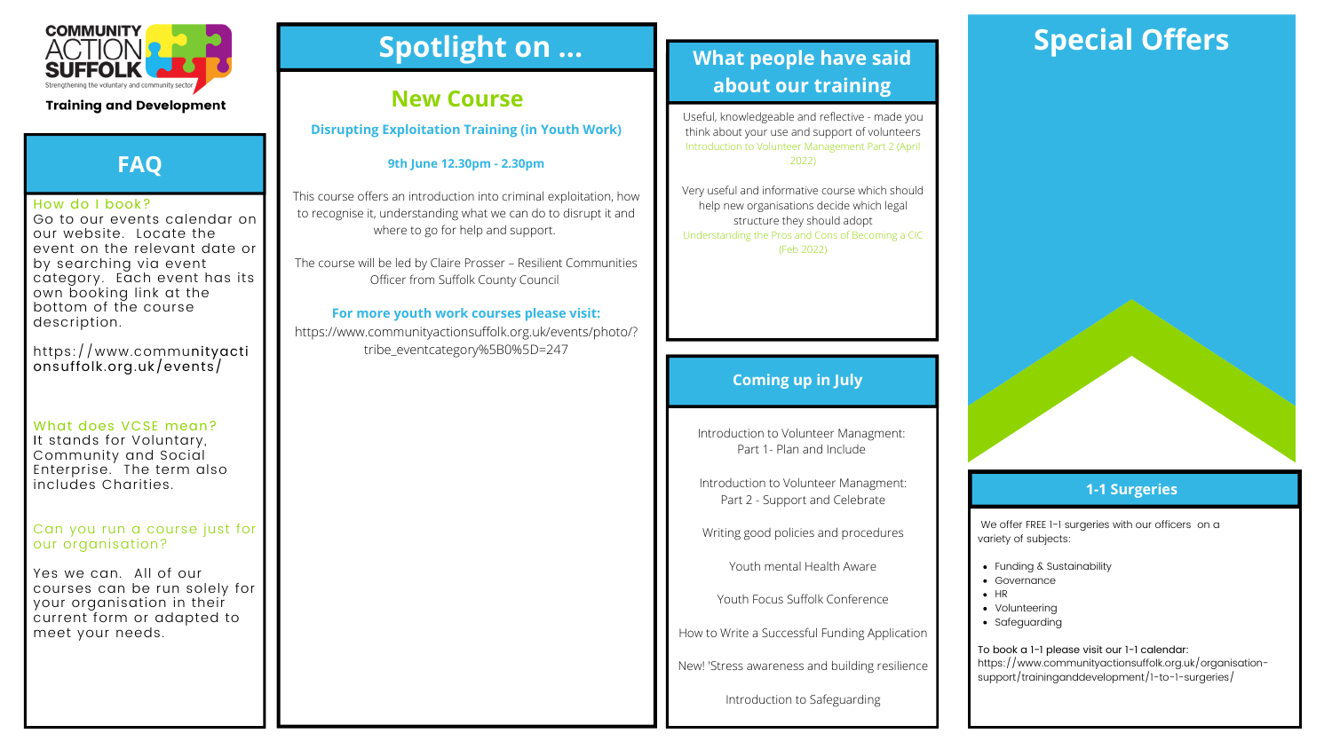COMMUNITY ACTION SUFFOLK

Strengthening the voluntary and community sector

**Training and Development**

## FAQ

How do I book?

Go to our events calendar on our website. Locate the event on the relevant date or by searching via event category. Each event has its own booking link at the bottom of the course description.

https://www.communityactionsuffolk.org.uk/events/

What does VCSE mean?

It stands for Voluntary, Community and Social Enterprise. The term also includes Charities.

Can you run a course just for our organisation?

Yes we can. All of our courses can be run solely for your organisation in their current form or adapted to meet your needs.

## Spotlight on ...

### New Course

**Disrupting Exploitation Training (in Youth Work)**

**9th June 12.30pm - 2.30pm**

This course offers an introduction into criminal exploitation, how to recognise it, understanding what we can do to disrupt it and where to go for help and support.

The course will be led by Claire Prosser – Resilient Communities Officer from Suffolk County Council

**For more youth work courses please visit:**

https://www.communityactionsuffolk.org.uk/events/photo/?tribe_eventcategory%5B0%5D=247

## What people have said about our training

Useful, knowledgeable and reflective - made you think about your use and support of volunteers

Introduction to Volunteer Management Part 2 (April 2022)

Very useful and informative course which should help new organisations decide which legal structure they should adopt

Understanding the Pros and Cons of Becoming a CIC (Feb 2022)

## Coming up in July

Introduction to Volunteer Managment: Part 1- Plan and Include

Introduction to Volunteer Managment: Part 2 - Support and Celebrate

Writing good policies and procedures

Youth mental Health Aware

Youth Focus Suffolk Conference

How to Write a Successful Funding Application

New! 'Stress awareness and building resilience

Introduction to Safeguarding

## Special Offers

### 1-1 Surgeries

We offer FREE 1-1 surgeries with our officers on a variety of subjects:

- Funding & Sustainability
- Governance
- HR
- Volunteering
- Safeguarding

To book a 1-1 please visit our 1-1 calendar:
https://www.communityactionsuffolk.org.uk/organisation-support/traininganddevelopment/1-to-1-surgeries/